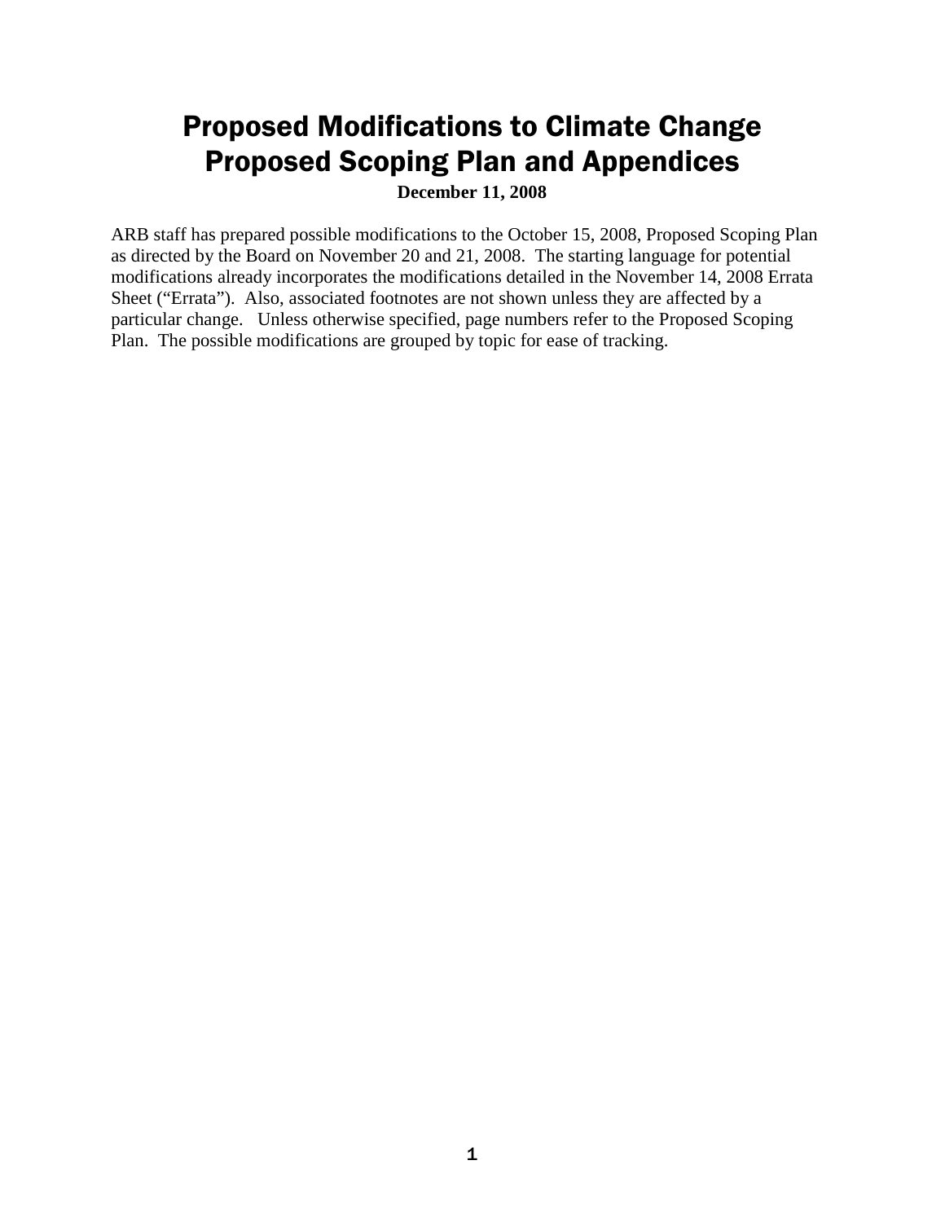# Proposed Modifications to Climate Change Proposed Scoping Plan and Appendices

**December 11, 2008**

ARB staff has prepared possible modifications to the October 15, 2008, Proposed Scoping Plan as directed by the Board on November 20 and 21, 2008. The starting language for potential modifications already incorporates the modifications detailed in the November 14, 2008 Errata Sheet ("Errata"). Also, associated footnotes are not shown unless they are affected by a particular change. Unless otherwise specified, page numbers refer to the Proposed Scoping Plan. The possible modifications are grouped by topic for ease of tracking.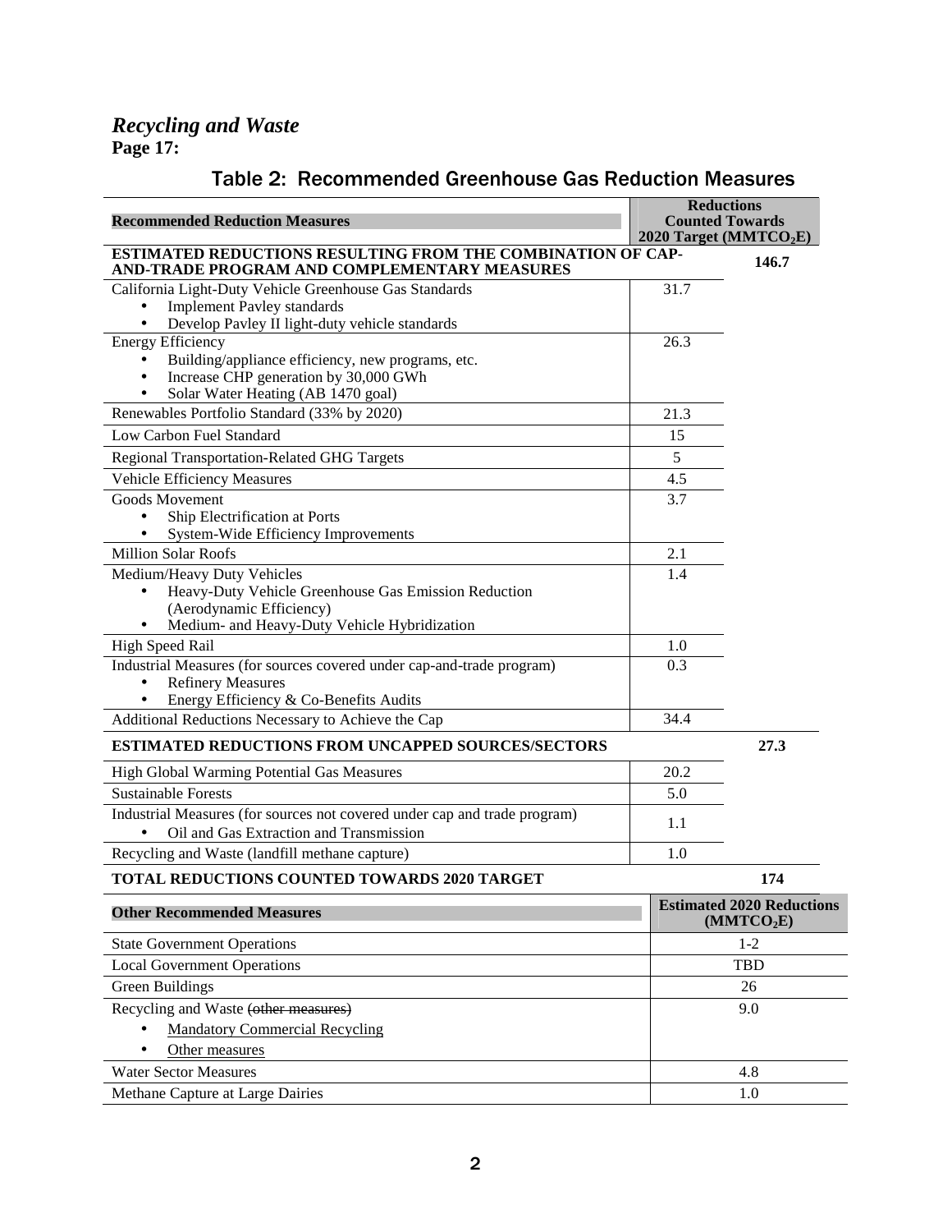## *Recycling and Waste*

**Page 17:**

### Table 2: Recommended Greenhouse Gas Reduction Measures

| Recommended Reduction Measures | Reductions Counted Towards 2020 Target ($MMTCO_2E$) | |
|---|---|---|
| **ESTIMATED REDUCTIONS RESULTING FROM THE COMBINATION OF CAP-AND-TRADE PROGRAM AND COMPLEMENTARY MEASURES** | | **146.7** |
| California Light-Duty Vehicle Greenhouse Gas Standards<br>• Implement Pavley standards<br>• Develop Pavley II light-duty vehicle standards | 31.7 | |
| Energy Efficiency<br>• Building/appliance efficiency, new programs, etc.<br>• Increase CHP generation by 30,000 GWh<br>• Solar Water Heating (AB 1470 goal) | 26.3 | |
| Renewables Portfolio Standard (33% by 2020) | 21.3 | |
| Low Carbon Fuel Standard | 15 | |
| Regional Transportation-Related GHG Targets | 5 | |
| Vehicle Efficiency Measures | 4.5 | |
| Goods Movement<br>• Ship Electrification at Ports<br>• System-Wide Efficiency Improvements | 3.7 | |
| Million Solar Roofs | 2.1 | |
| Medium/Heavy Duty Vehicles<br>• Heavy-Duty Vehicle Greenhouse Gas Emission Reduction (Aerodynamic Efficiency)<br>• Medium- and Heavy-Duty Vehicle Hybridization | 1.4 | |
| High Speed Rail | 1.0 | |
| Industrial Measures (for sources covered under cap-and-trade program)<br>• Refinery Measures<br>• Energy Efficiency & Co-Benefits Audits | 0.3 | |
| Additional Reductions Necessary to Achieve the Cap | 34.4 | |
| **ESTIMATED REDUCTIONS FROM UNCAPPED SOURCES/SECTORS** | | **27.3** |
| High Global Warming Potential Gas Measures | 20.2 | |
| Sustainable Forests | 5.0 | |
| Industrial Measures (for sources not covered under cap and trade program)<br>• Oil and Gas Extraction and Transmission | 1.1 | |
| Recycling and Waste (landfill methane capture) | 1.0 | |
| **TOTAL REDUCTIONS COUNTED TOWARDS 2020 TARGET** | | **174** |

| Other Recommended Measures | Estimated 2020 Reductions ($MMTCO_2E$) |
|---|---|
| State Government Operations | 1-2 |
| Local Government Operations | TBD |
| Green Buildings | 26 |
| Recycling and Waste ~~(other measures)~~<br>• <u>Mandatory Commercial Recycling</u><br>• <u>Other measures</u> | 9.0 |
| Water Sector Measures | 4.8 |
| Methane Capture at Large Dairies | 1.0 |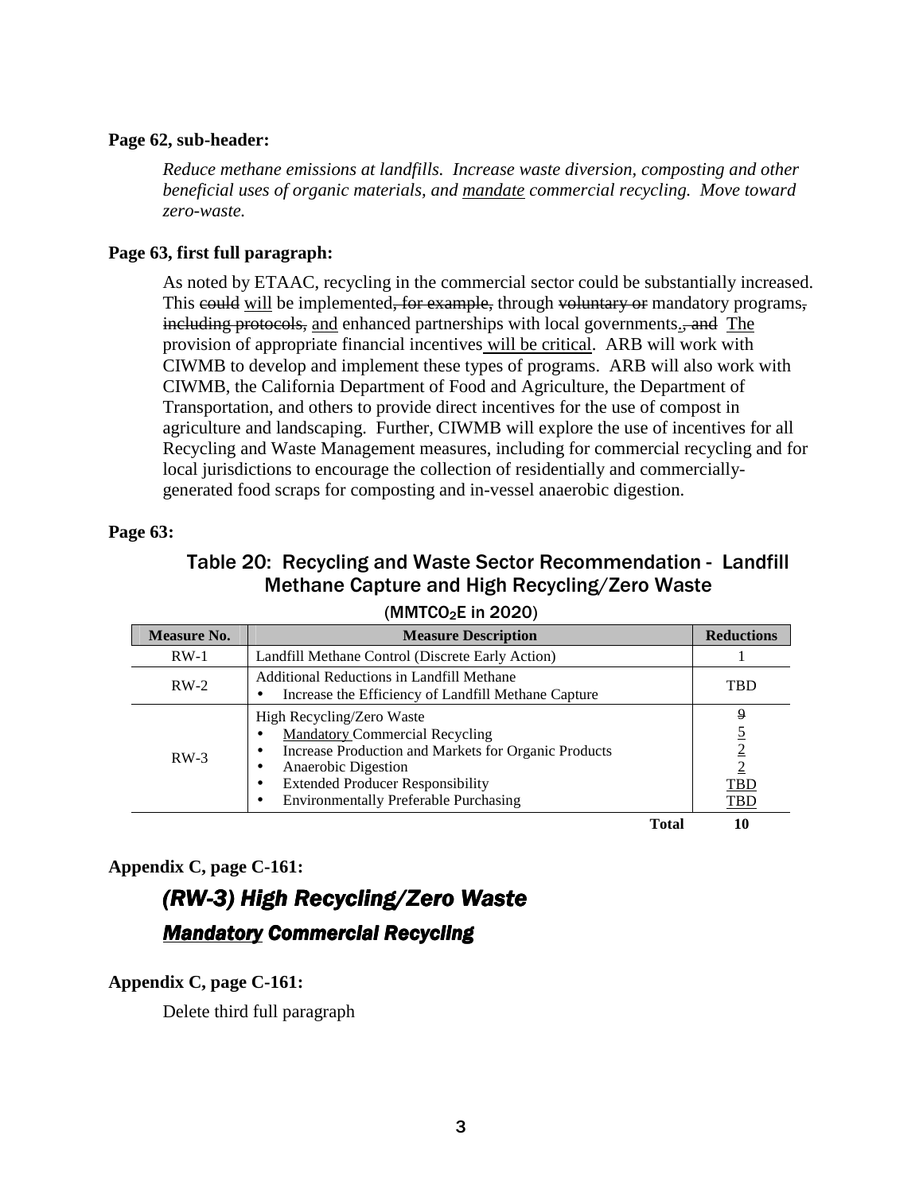**Page 62, sub-header:**

*Reduce methane emissions at landfills. Increase waste diversion, composting and other beneficial uses of organic materials, and <u>mandate</u> commercial recycling. Move toward zero-waste.*

**Page 63, first full paragraph:**

As noted by ETAAC, recycling in the commercial sector could be substantially increased. This ~~could~~ <u>will</u> be implemented~~, for example,~~ through ~~voluntary or~~ mandatory programs~~, including protocols,~~ <u>and</u> enhanced partnerships with local governments<u>.</u>~~, and~~ <u>The</u> provision of appropriate financial incentives<u> will be critical</u>. ARB will work with CIWMB to develop and implement these types of programs. ARB will also work with CIWMB, the California Department of Food and Agriculture, the Department of Transportation, and others to provide direct incentives for the use of compost in agriculture and landscaping. Further, CIWMB will explore the use of incentives for all Recycling and Waste Management measures, including for commercial recycling and for local jurisdictions to encourage the collection of residentially and commercially-generated food scraps for composting and in-vessel anaerobic digestion.

**Page 63:**

### Table 20: Recycling and Waste Sector Recommendation - Landfill Methane Capture and High Recycling/Zero Waste

($MMTCO_2E$ in 2020)

| Measure No. | Measure Description | Reductions |
|---|---|---|
| RW-1 | Landfill Methane Control (Discrete Early Action) | 1 |
| RW-2 | Additional Reductions in Landfill Methane<br>• Increase the Efficiency of Landfill Methane Capture | TBD |
| RW-3 | High Recycling/Zero Waste<br>• <u>Mandatory</u> Commercial Recycling<br>• Increase Production and Markets for Organic Products<br>• Anaerobic Digestion<br>• Extended Producer Responsibility<br>• Environmentally Preferable Purchasing | ~~9~~<br><u>5</u><br><u>2</u><br><u>2</u><br><u>TBD</u><br><u>TBD</u> |
| | **Total** | **10** |

**Appendix C, page C-161:**

## *(RW-3) High Recycling/Zero Waste*

### ***<u>Mandatory</u> Commercial Recycling***

**Appendix C, page C-161:**

Delete third full paragraph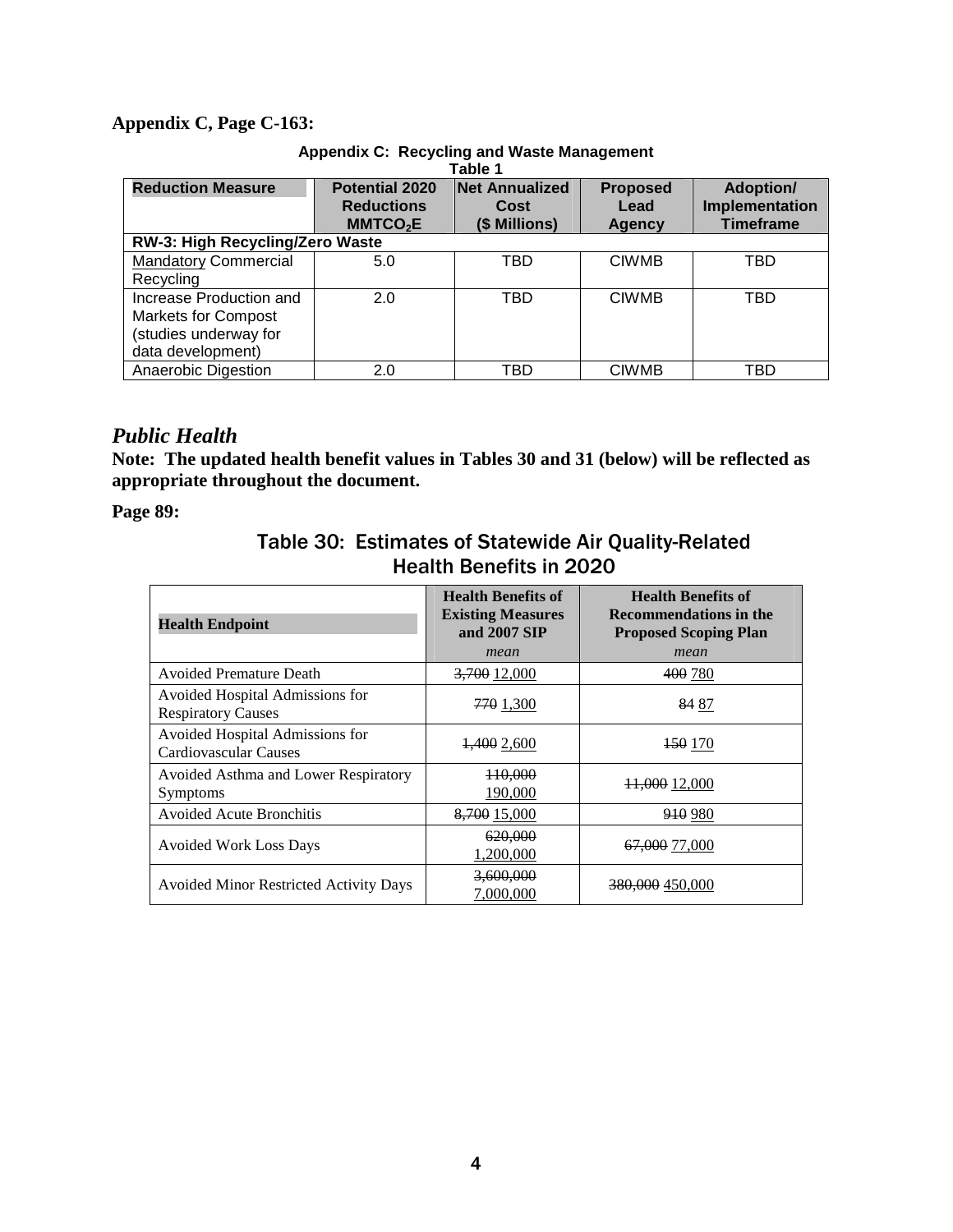**Appendix C, Page C-163:**

**Appendix C: Recycling and Waste Management**
**Table 1**

| Reduction Measure | Potential 2020 Reductions $MMTCO_2E$ | Net Annualized Cost ($ Millions) | Proposed Lead Agency | Adoption/ Implementation Timeframe |
|---|---|---|---|---|
| **RW-3: High Recycling/Zero Waste** | | | | |
| <u>Mandatory</u> Commercial Recycling | 5.0 | TBD | CIWMB | TBD |
| Increase Production and Markets for Compost (studies underway for data development) | 2.0 | TBD | CIWMB | TBD |
| Anaerobic Digestion | 2.0 | TBD | CIWMB | TBD |

## *Public Health*

**Note: The updated health benefit values in Tables 30 and 31 (below) will be reflected as appropriate throughout the document.**

**Page 89:**

### Table 30: Estimates of Statewide Air Quality-Related Health Benefits in 2020

| Health Endpoint | Health Benefits of Existing Measures and 2007 SIP *mean* | Health Benefits of Recommendations in the Proposed Scoping Plan *mean* |
|---|---|---|
| Avoided Premature Death | ~~3,700~~ <u>12,000</u> | ~~400~~ <u>780</u> |
| Avoided Hospital Admissions for Respiratory Causes | ~~770~~ <u>1,300</u> | ~~84~~ <u>87</u> |
| Avoided Hospital Admissions for Cardiovascular Causes | ~~1,400~~ <u>2,600</u> | ~~150~~ <u>170</u> |
| Avoided Asthma and Lower Respiratory Symptoms | ~~110,000~~ <u>190,000</u> | ~~11,000~~ <u>12,000</u> |
| Avoided Acute Bronchitis | ~~8,700~~ <u>15,000</u> | ~~910~~ <u>980</u> |
| Avoided Work Loss Days | ~~620,000~~ <u>1,200,000</u> | ~~67,000~~ <u>77,000</u> |
| Avoided Minor Restricted Activity Days | ~~3,600,000~~ <u>7,000,000</u> | ~~380,000~~ <u>450,000</u> |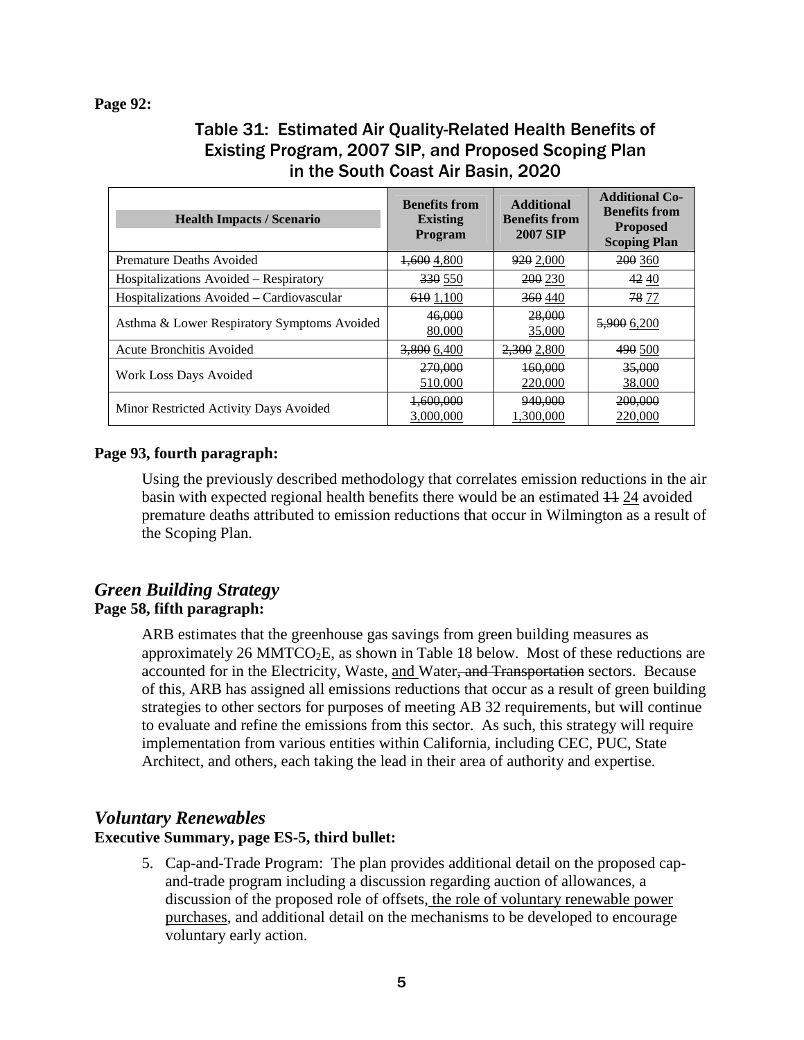**Page 92:**

## Table 31: Estimated Air Quality-Related Health Benefits of Existing Program, 2007 SIP, and Proposed Scoping Plan in the South Coast Air Basin, 2020

| Health Impacts / Scenario | Benefits from Existing Program | Additional Benefits from 2007 SIP | Additional Co-Benefits from Proposed Scoping Plan |
|---|---|---|---|
| Premature Deaths Avoided | ~~1,600~~ <u>4,800</u> | ~~920~~ <u>2,000</u> | ~~200~~ <u>360</u> |
| Hospitalizations Avoided – Respiratory | ~~330~~ <u>550</u> | ~~200~~ <u>230</u> | ~~42~~ <u>40</u> |
| Hospitalizations Avoided – Cardiovascular | ~~610~~ <u>1,100</u> | ~~360~~ <u>440</u> | ~~78~~ <u>77</u> |
| Asthma & Lower Respiratory Symptoms Avoided | ~~46,000~~ <u>80,000</u> | ~~28,000~~ <u>35,000</u> | ~~5,900~~ <u>6,200</u> |
| Acute Bronchitis Avoided | ~~3,800~~ <u>6,400</u> | ~~2,300~~ <u>2,800</u> | ~~490~~ <u>500</u> |
| Work Loss Days Avoided | ~~270,000~~ <u>510,000</u> | ~~160,000~~ <u>220,000</u> | ~~35,000~~ <u>38,000</u> |
| Minor Restricted Activity Days Avoided | ~~1,600,000~~ <u>3,000,000</u> | ~~940,000~~ <u>1,300,000</u> | ~~200,000~~ <u>220,000</u> |

**Page 93, fourth paragraph:**

Using the previously described methodology that correlates emission reductions in the air basin with expected regional health benefits there would be an estimated ~~11~~ <u>24</u> avoided premature deaths attributed to emission reductions that occur in Wilmington as a result of the Scoping Plan.

## *Green Building Strategy*

**Page 58, fifth paragraph:**

ARB estimates that the greenhouse gas savings from green building measures as approximately 26 $MMTCO_2E$, as shown in Table 18 below. Most of these reductions are accounted for in the Electricity, Waste, <u>and</u> Water~~, and Transportation~~ sectors. Because of this, ARB has assigned all emissions reductions that occur as a result of green building strategies to other sectors for purposes of meeting AB 32 requirements, but will continue to evaluate and refine the emissions from this sector. As such, this strategy will require implementation from various entities within California, including CEC, PUC, State Architect, and others, each taking the lead in their area of authority and expertise.

## *Voluntary Renewables*

**Executive Summary, page ES-5, third bullet:**

5. Cap-and-Trade Program: The plan provides additional detail on the proposed cap-and-trade program including a discussion regarding auction of allowances, a discussion of the proposed role of offsets<u>, the role of voluntary renewable power purchases</u>, and additional detail on the mechanisms to be developed to encourage voluntary early action.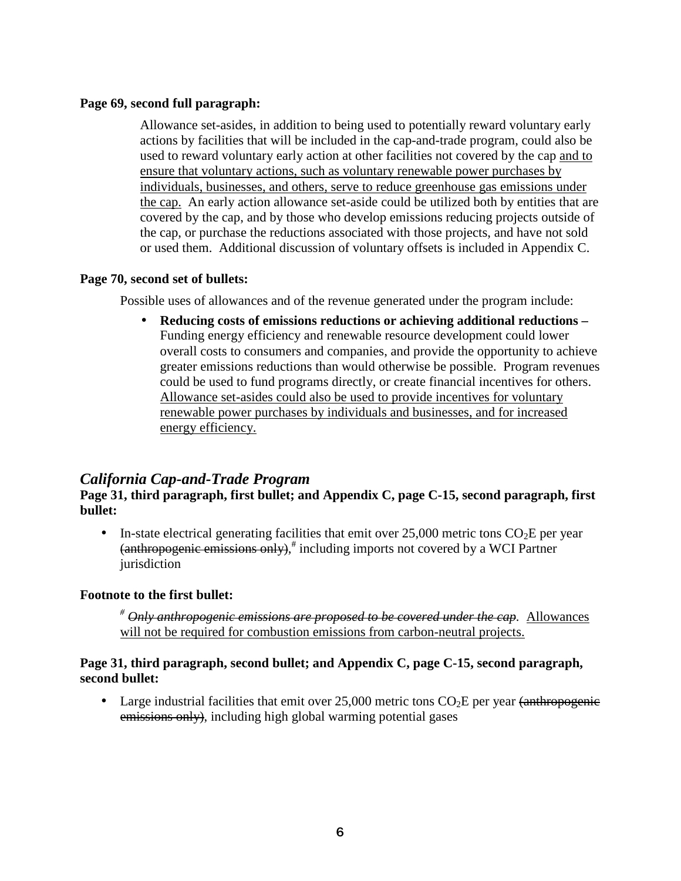**Page 69, second full paragraph:**

> Allowance set-asides, in addition to being used to potentially reward voluntary early actions by facilities that will be included in the cap-and-trade program, could also be used to reward voluntary early action at other facilities not covered by the cap <u>and to ensure that voluntary actions, such as voluntary renewable power purchases by individuals, businesses, and others, serve to reduce greenhouse gas emissions under the cap.</u> An early action allowance set-aside could be utilized both by entities that are covered by the cap, and by those who develop emissions reducing projects outside of the cap, or purchase the reductions associated with those projects, and have not sold or used them. Additional discussion of voluntary offsets is included in Appendix C.

**Page 70, second set of bullets:**

Possible uses of allowances and of the revenue generated under the program include:

- **Reducing costs of emissions reductions or achieving additional reductions –** Funding energy efficiency and renewable resource development could lower overall costs to consumers and companies, and provide the opportunity to achieve greater emissions reductions than would otherwise be possible. Program revenues could be used to fund programs directly, or create financial incentives for others. <u>Allowance set-asides could also be used to provide incentives for voluntary renewable power purchases by individuals and businesses, and for increased energy efficiency.</u>

## *California Cap-and-Trade Program*

**Page 31, third paragraph, first bullet; and Appendix C, page C-15, second paragraph, first bullet:**

- In-state electrical generating facilities that emit over 25,000 metric tons $CO_2E$ per year ~~(anthropogenic emissions only)~~,[#] including imports not covered by a WCI Partner jurisdiction

**Footnote to the first bullet:**

> [#] ~~*Only anthropogenic emissions are proposed to be covered under the cap*~~. <u>Allowances will not be required for combustion emissions from carbon-neutral projects.</u>

**Page 31, third paragraph, second bullet; and Appendix C, page C-15, second paragraph, second bullet:**

- Large industrial facilities that emit over 25,000 metric tons $CO_2E$ per year ~~(anthropogenic emissions only)~~, including high global warming potential gases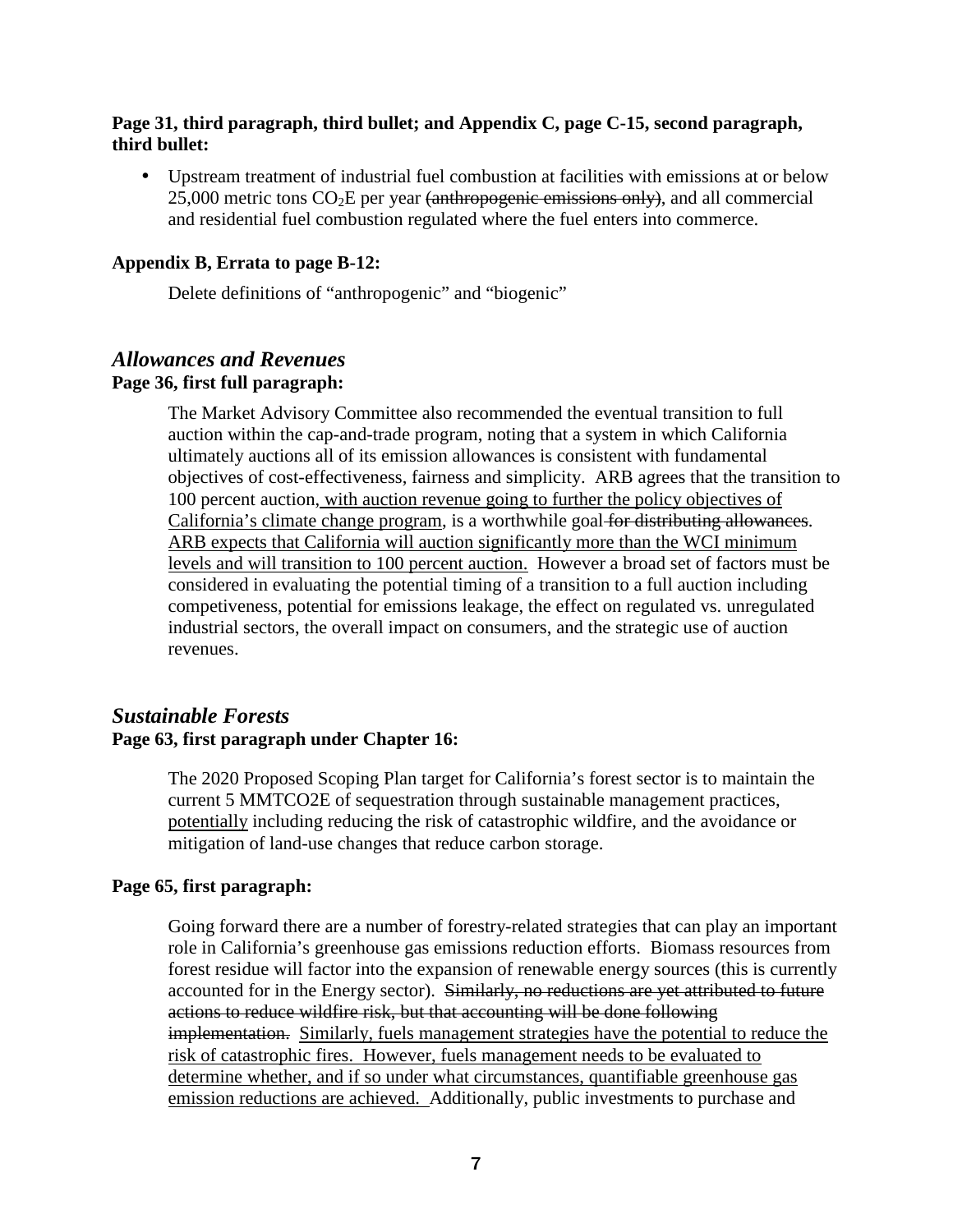**Page 31, third paragraph, third bullet; and Appendix C, page C-15, second paragraph, third bullet:**

- Upstream treatment of industrial fuel combustion at facilities with emissions at or below 25,000 metric tons $CO_2E$ per year ~~(anthropogenic emissions only)~~, and all commercial and residential fuel combustion regulated where the fuel enters into commerce.

**Appendix B, Errata to page B-12:**

Delete definitions of "anthropogenic" and "biogenic"

## *Allowances and Revenues*

**Page 36, first full paragraph:**

The Market Advisory Committee also recommended the eventual transition to full auction within the cap-and-trade program, noting that a system in which California ultimately auctions all of its emission allowances is consistent with fundamental objectives of cost-effectiveness, fairness and simplicity. ARB agrees that the transition to 100 percent auction<u>, with auction revenue going to further the policy objectives of California's climate change program</u>, is a worthwhile goal ~~for distributing allowances~~. <u>ARB expects that California will auction significantly more than the WCI minimum levels and will transition to 100 percent auction.</u> However a broad set of factors must be considered in evaluating the potential timing of a transition to a full auction including competiveness, potential for emissions leakage, the effect on regulated vs. unregulated industrial sectors, the overall impact on consumers, and the strategic use of auction revenues.

## *Sustainable Forests*

**Page 63, first paragraph under Chapter 16:**

The 2020 Proposed Scoping Plan target for California's forest sector is to maintain the current 5 MMTCO2E of sequestration through sustainable management practices, <u>potentially</u> including reducing the risk of catastrophic wildfire, and the avoidance or mitigation of land-use changes that reduce carbon storage.

**Page 65, first paragraph:**

Going forward there are a number of forestry-related strategies that can play an important role in California's greenhouse gas emissions reduction efforts. Biomass resources from forest residue will factor into the expansion of renewable energy sources (this is currently accounted for in the Energy sector). ~~Similarly, no reductions are yet attributed to future actions to reduce wildfire risk, but that accounting will be done following implementation.~~ <u>Similarly, fuels management strategies have the potential to reduce the risk of catastrophic fires. However, fuels management needs to be evaluated to determine whether, and if so under what circumstances, quantifiable greenhouse gas emission reductions are achieved.</u> Additionally, public investments to purchase and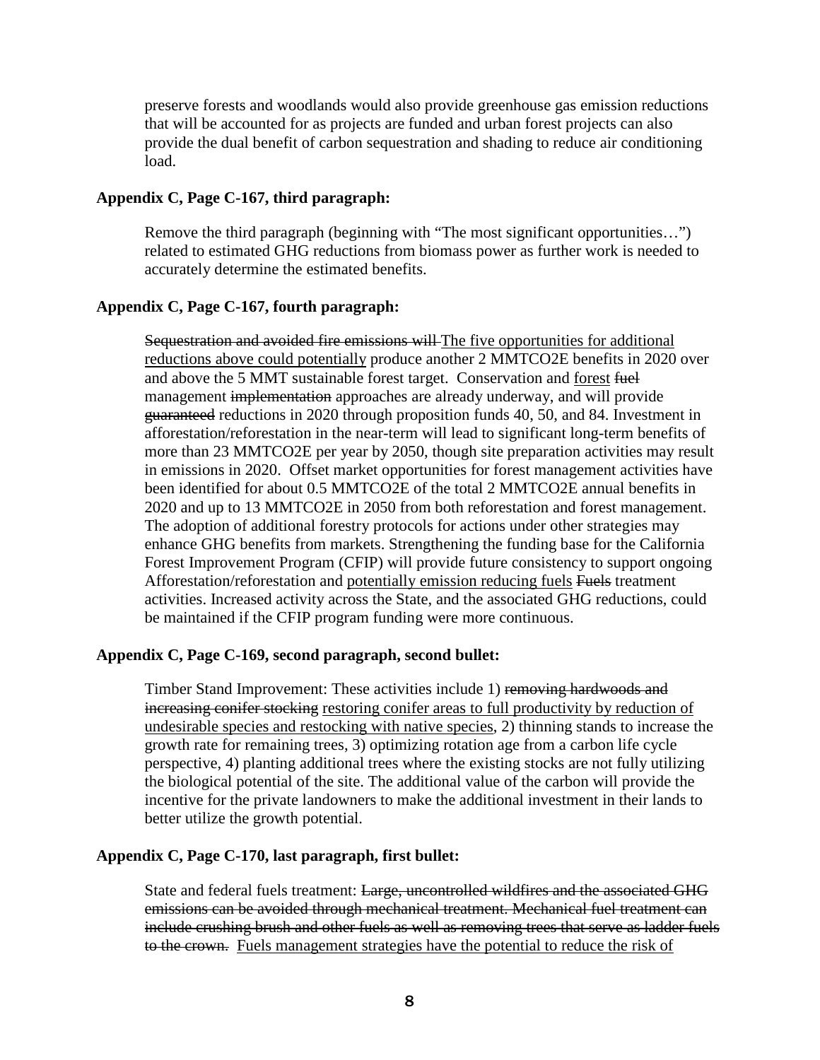preserve forests and woodlands would also provide greenhouse gas emission reductions that will be accounted for as projects are funded and urban forest projects can also provide the dual benefit of carbon sequestration and shading to reduce air conditioning load.

**Appendix C, Page C-167, third paragraph:**

Remove the third paragraph (beginning with "The most significant opportunities…") related to estimated GHG reductions from biomass power as further work is needed to accurately determine the estimated benefits.

**Appendix C, Page C-167, fourth paragraph:**

~~Sequestration and avoided fire emissions will~~ <u>The five opportunities for additional reductions above could potentially</u> produce another 2 MMTCO2E benefits in 2020 over and above the 5 MMT sustainable forest target. Conservation and <u>forest</u> ~~fuel~~ management ~~implementation~~ approaches are already underway, and will provide ~~guaranteed~~ reductions in 2020 through proposition funds 40, 50, and 84. Investment in afforestation/reforestation in the near-term will lead to significant long-term benefits of more than 23 MMTCO2E per year by 2050, though site preparation activities may result in emissions in 2020. Offset market opportunities for forest management activities have been identified for about 0.5 MMTCO2E of the total 2 MMTCO2E annual benefits in 2020 and up to 13 MMTCO2E in 2050 from both reforestation and forest management. The adoption of additional forestry protocols for actions under other strategies may enhance GHG benefits from markets. Strengthening the funding base for the California Forest Improvement Program (CFIP) will provide future consistency to support ongoing Afforestation/reforestation and <u>potentially emission reducing fuels</u> ~~Fuels~~ treatment activities. Increased activity across the State, and the associated GHG reductions, could be maintained if the CFIP program funding were more continuous.

**Appendix C, Page C-169, second paragraph, second bullet:**

Timber Stand Improvement: These activities include 1) ~~removing hardwoods and increasing conifer stocking~~ <u>restoring conifer areas to full productivity by reduction of undesirable species and restocking with native species</u>, 2) thinning stands to increase the growth rate for remaining trees, 3) optimizing rotation age from a carbon life cycle perspective, 4) planting additional trees where the existing stocks are not fully utilizing the biological potential of the site. The additional value of the carbon will provide the incentive for the private landowners to make the additional investment in their lands to better utilize the growth potential.

**Appendix C, Page C-170, last paragraph, first bullet:**

State and federal fuels treatment: ~~Large, uncontrolled wildfires and the associated GHG emissions can be avoided through mechanical treatment. Mechanical fuel treatment can include crushing brush and other fuels as well as removing trees that serve as ladder fuels to the crown.~~ <u>Fuels management strategies have the potential to reduce the risk of</u>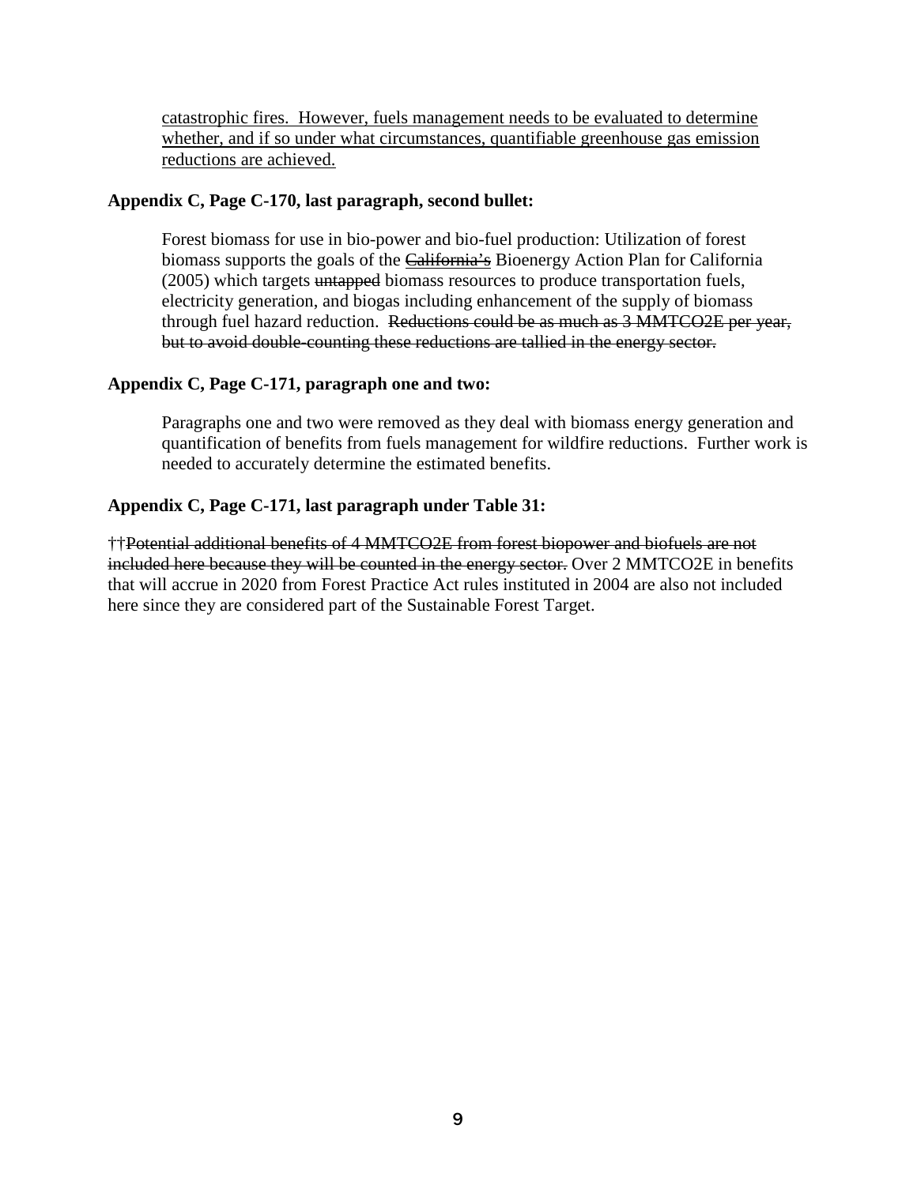<u>catastrophic fires. However, fuels management needs to be evaluated to determine whether, and if so under what circumstances, quantifiable greenhouse gas emission reductions are achieved.</u>

**Appendix C, Page C-170, last paragraph, second bullet:**

Forest biomass for use in bio-power and bio-fuel production: Utilization of forest biomass supports the goals of the ~~California's~~ Bioenergy Action Plan for California (2005) which targets ~~untapped~~ biomass resources to produce transportation fuels, electricity generation, and biogas including enhancement of the supply of biomass through fuel hazard reduction. ~~Reductions could be as much as 3 MMTCO2E per year, but to avoid double-counting these reductions are tallied in the energy sector.~~

**Appendix C, Page C-171, paragraph one and two:**

Paragraphs one and two were removed as they deal with biomass energy generation and quantification of benefits from fuels management for wildfire reductions. Further work is needed to accurately determine the estimated benefits.

**Appendix C, Page C-171, last paragraph under Table 31:**

††~~Potential additional benefits of 4 MMTCO2E from forest biopower and biofuels are not included here because they will be counted in the energy sector.~~ Over 2 MMTCO2E in benefits that will accrue in 2020 from Forest Practice Act rules instituted in 2004 are also not included here since they are considered part of the Sustainable Forest Target.